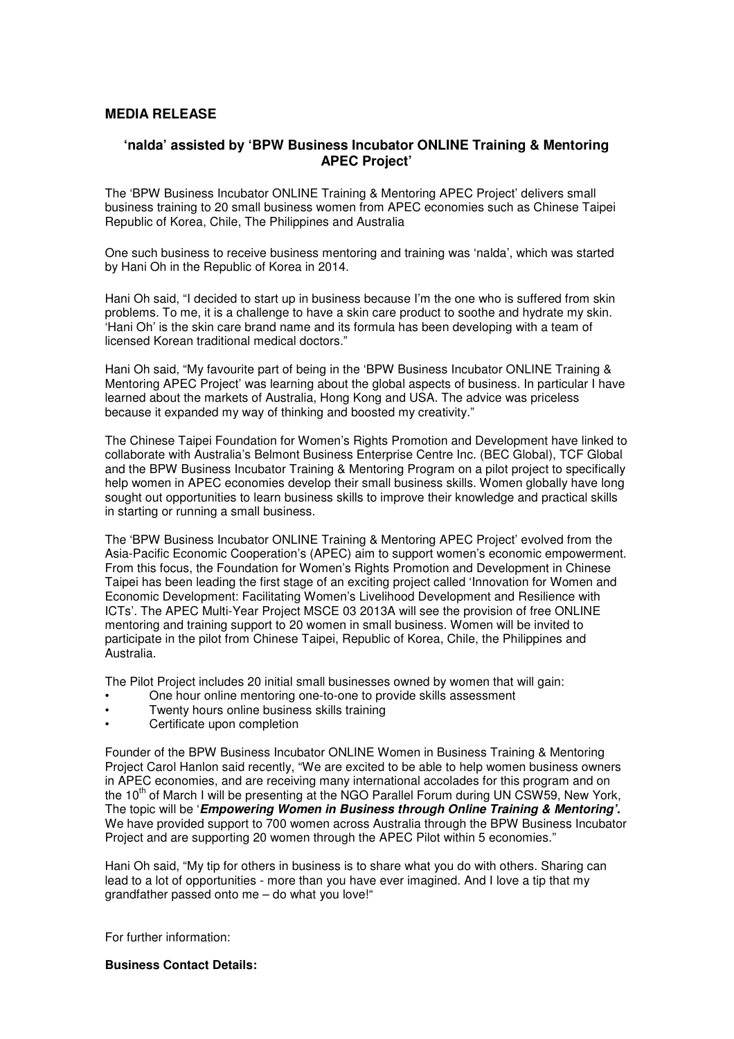**MEDIA RELEASE**

## 'nalda' assisted by 'BPW Business Incubator ONLINE Training & Mentoring APEC Project'

The 'BPW Business Incubator ONLINE Training & Mentoring APEC Project' delivers small business training to 20 small business women from APEC economies such as Chinese Taipei Republic of Korea, Chile, The Philippines and Australia

One such business to receive business mentoring and training was 'nalda', which was started by Hani Oh in the Republic of Korea in 2014.

Hani Oh said, "I decided to start up in business because I'm the one who is suffered from skin problems. To me, it is a challenge to have a skin care product to soothe and hydrate my skin. 'Hani Oh' is the skin care brand name and its formula has been developing with a team of licensed Korean traditional medical doctors."

Hani Oh said, "My favourite part of being in the 'BPW Business Incubator ONLINE Training & Mentoring APEC Project' was learning about the global aspects of business. In particular I have learned about the markets of Australia, Hong Kong and USA. The advice was priceless because it expanded my way of thinking and boosted my creativity."

The Chinese Taipei Foundation for Women's Rights Promotion and Development have linked to collaborate with Australia's Belmont Business Enterprise Centre Inc. (BEC Global), TCF Global and the BPW Business Incubator Training & Mentoring Program on a pilot project to specifically help women in APEC economies develop their small business skills. Women globally have long sought out opportunities to learn business skills to improve their knowledge and practical skills in starting or running a small business.

The 'BPW Business Incubator ONLINE Training & Mentoring APEC Project' evolved from the Asia-Pacific Economic Cooperation's (APEC) aim to support women's economic empowerment. From this focus, the Foundation for Women's Rights Promotion and Development in Chinese Taipei has been leading the first stage of an exciting project called 'Innovation for Women and Economic Development: Facilitating Women's Livelihood Development and Resilience with ICTs'. The APEC Multi-Year Project MSCE 03 2013A will see the provision of free ONLINE mentoring and training support to 20 women in small business. Women will be invited to participate in the pilot from Chinese Taipei, Republic of Korea, Chile, the Philippines and Australia.

The Pilot Project includes 20 initial small businesses owned by women that will gain:

- One hour online mentoring one-to-one to provide skills assessment
- Twenty hours online business skills training
- Certificate upon completion

Founder of the BPW Business Incubator ONLINE Women in Business Training & Mentoring Project Carol Hanlon said recently, "We are excited to be able to help women business owners in APEC economies, and are receiving many international accolades for this program and on the 10th of March I will be presenting at the NGO Parallel Forum during UN CSW59, New York, The topic will be '***Empowering Women in Business through Online Training & Mentoring'.*** We have provided support to 700 women across Australia through the BPW Business Incubator Project and are supporting 20 women through the APEC Pilot within 5 economies."

Hani Oh said, "My tip for others in business is to share what you do with others. Sharing can lead to a lot of opportunities - more than you have ever imagined. And I love a tip that my grandfather passed onto me – do what you love!"

For further information:

**Business Contact Details:**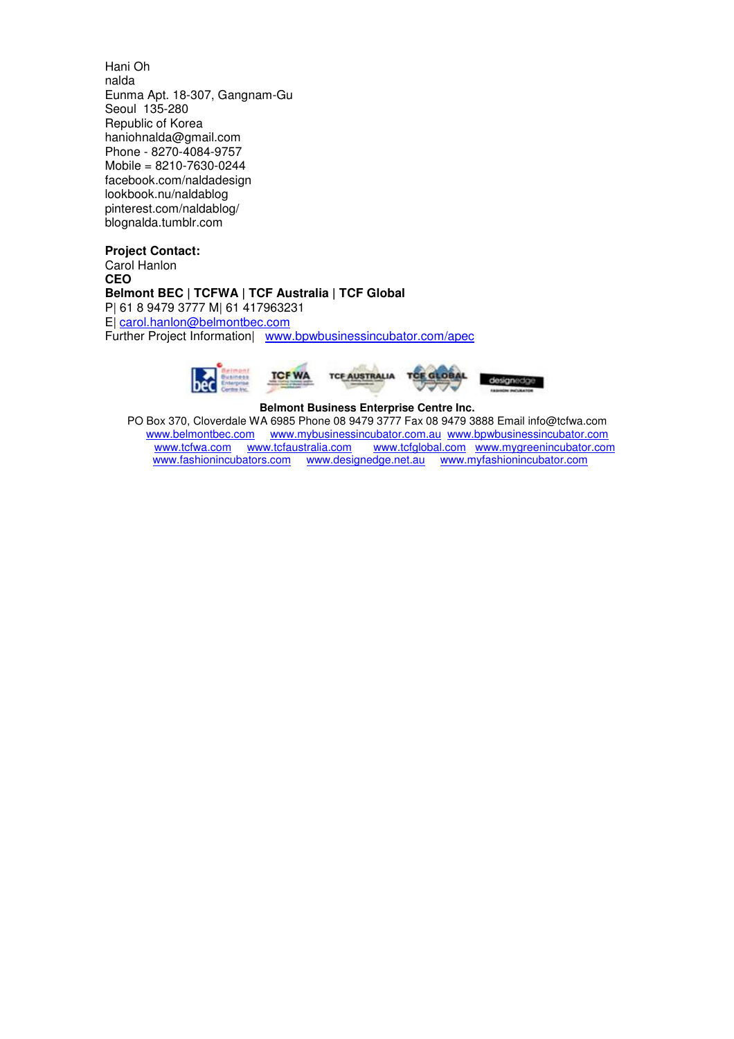Hani Oh
nalda
Eunma Apt. 18-307, Gangnam-Gu
Seoul 135-280
Republic of Korea
haniohnalda@gmail.com
Phone - 8270-4084-9757
Mobile = 8210-7630-0244
facebook.com/naldadesign
lookbook.nu/naldablog
pinterest.com/naldablog/
blognalda.tumblr.com

**Project Contact:**
Carol Hanlon
**CEO**
**Belmont BEC | TCFWA | TCF Australia | TCF Global**
P| 61 8 9479 3777 M| 61 417963231
E| carol.hanlon@belmontbec.com
Further Project Information| www.bpwbusinessincubator.com/apec

**Belmont Business Enterprise Centre Inc.**
PO Box 370, Cloverdale WA 6985 Phone 08 9479 3777 Fax 08 9479 3888 Email info@tcfwa.com
www.belmontbec.com www.mybusinessincubator.com.au www.bpwbusinessincubator.com
www.tcfwa.com www.tcfaustralia.com www.tcfglobal.com www.mygreenincubator.com
www.fashionincubators.com www.designedge.net.au www.myfashionincubator.com